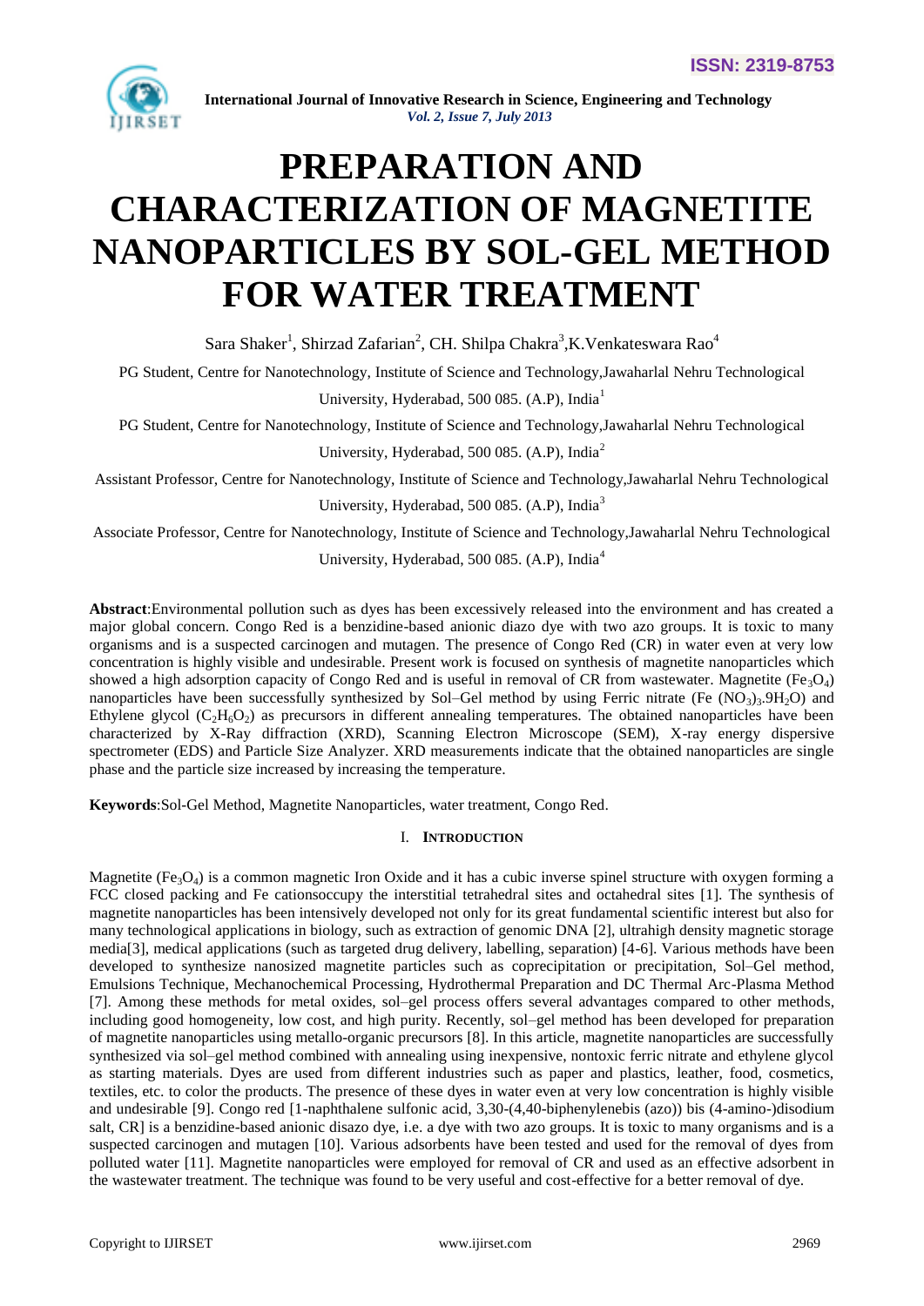# PREPARATION AND CHARACTERIZATION OF MAGNETITE NANOPARTICLES BY SOL-GEL METHOD FOR WATER TREATMENT

Sara Shaker[1], Shirzad Zafarian[2], CH. Shilpa Chakra[3],K.Venkateswara Rao[4]

PG Student, Centre for Nanotechnology, Institute of Science and Technology,Jawaharlal Nehru Technological University, Hyderabad, 500 085. (A.P), India[1]

PG Student, Centre for Nanotechnology, Institute of Science and Technology,Jawaharlal Nehru Technological University, Hyderabad, 500 085. (A.P), India[2]

Assistant Professor, Centre for Nanotechnology, Institute of Science and Technology,Jawaharlal Nehru Technological University, Hyderabad, 500 085. (A.P), India[3]

Associate Professor, Centre for Nanotechnology, Institute of Science and Technology,Jawaharlal Nehru Technological University, Hyderabad, 500 085. (A.P), India[4]

**Abstract**:Environmental pollution such as dyes has been excessively released into the environment and has created a major global concern. Congo Red is a benzidine-based anionic diazo dye with two azo groups. It is toxic to many organisms and is a suspected carcinogen and mutagen. The presence of Congo Red (CR) in water even at very low concentration is highly visible and undesirable. Present work is focused on synthesis of magnetite nanoparticles which showed a high adsorption capacity of Congo Red and is useful in removal of CR from wastewater. Magnetite ($Fe_3O_4$) nanoparticles have been successfully synthesized by Sol–Gel method by using Ferric nitrate ($Fe(NO_3)_3.9H_2O$) and Ethylene glycol ($C_2H_6O_2$) as precursors in different annealing temperatures. The obtained nanoparticles have been characterized by X-Ray diffraction (XRD), Scanning Electron Microscope (SEM), X-ray energy dispersive spectrometer (EDS) and Particle Size Analyzer. XRD measurements indicate that the obtained nanoparticles are single phase and the particle size increased by increasing the temperature.

**Keywords**:Sol-Gel Method, Magnetite Nanoparticles, water treatment, Congo Red.

## I. INTRODUCTION

Magnetite ($Fe_3O_4$) is a common magnetic Iron Oxide and it has a cubic inverse spinel structure with oxygen forming a FCC closed packing and Fe cationsoccupy the interstitial tetrahedral sites and octahedral sites [1]. The synthesis of magnetite nanoparticles has been intensively developed not only for its great fundamental scientific interest but also for many technological applications in biology, such as extraction of genomic DNA [2], ultrahigh density magnetic storage media[3], medical applications (such as targeted drug delivery, labelling, separation) [4-6]. Various methods have been developed to synthesize nanosized magnetite particles such as coprecipitation or precipitation, Sol–Gel method, Emulsions Technique, Mechanochemical Processing, Hydrothermal Preparation and DC Thermal Arc-Plasma Method [7]. Among these methods for metal oxides, sol–gel process offers several advantages compared to other methods, including good homogeneity, low cost, and high purity. Recently, sol–gel method has been developed for preparation of magnetite nanoparticles using metallo-organic precursors [8]. In this article, magnetite nanoparticles are successfully synthesized via sol–gel method combined with annealing using inexpensive, nontoxic ferric nitrate and ethylene glycol as starting materials. Dyes are used from different industries such as paper and plastics, leather, food, cosmetics, textiles, etc. to color the products. The presence of these dyes in water even at very low concentration is highly visible and undesirable [9]. Congo red [1-naphthalene sulfonic acid, 3,30-(4,40-biphenylenebis (azo)) bis (4-amino-)disodium salt, CR] is a benzidine-based anionic disazo dye, i.e. a dye with two azo groups. It is toxic to many organisms and is a suspected carcinogen and mutagen [10]. Various adsorbents have been tested and used for the removal of dyes from polluted water [11]. Magnetite nanoparticles were employed for removal of CR and used as an effective adsorbent in the wastewater treatment. The technique was found to be very useful and cost-effective for a better removal of dye.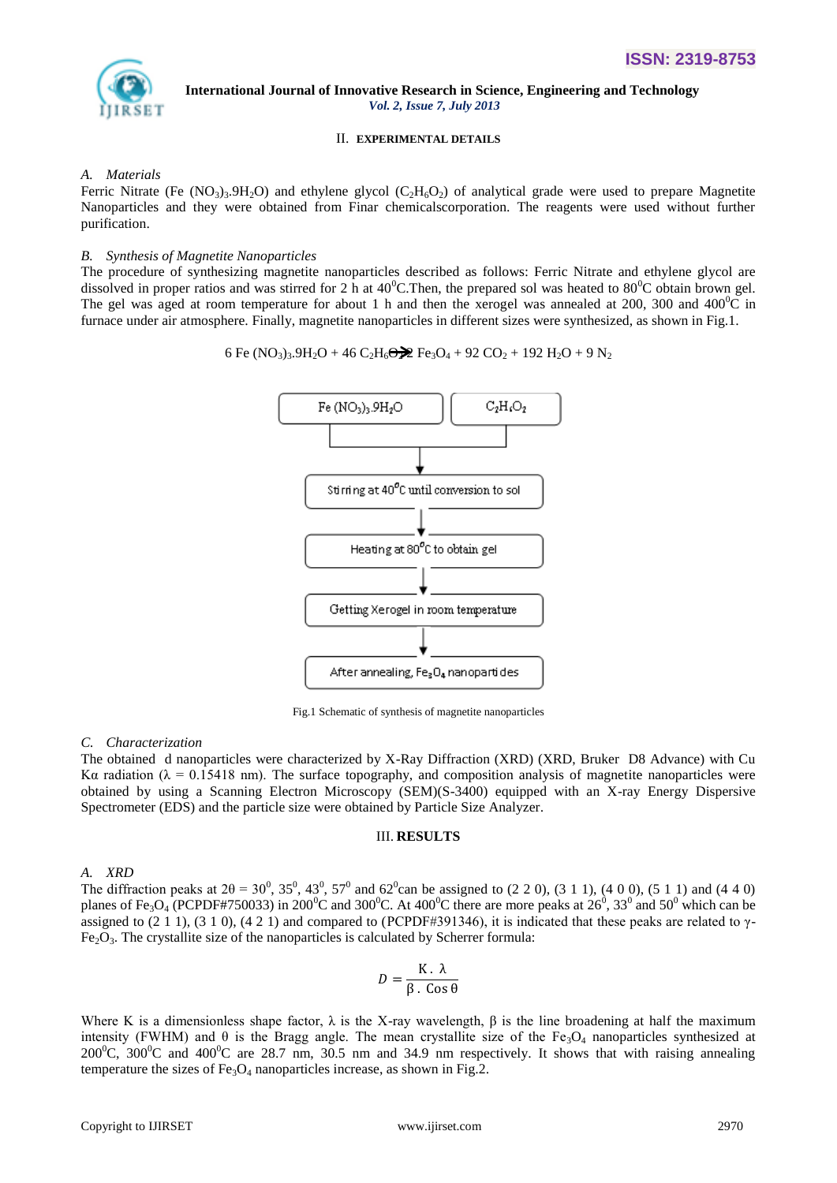## II. EXPERIMENTAL DETAILS

### *A. Materials*

Ferric Nitrate (Fe $(NO_3)_3.9H_2O$) and ethylene glycol ($C_2H_6O_2$) of analytical grade were used to prepare Magnetite Nanoparticles and they were obtained from Finar chemicalscorporation. The reagents were used without further purification.

### *B. Synthesis of Magnetite Nanoparticles*

The procedure of synthesizing magnetite nanoparticles described as follows: Ferric Nitrate and ethylene glycol are dissolved in proper ratios and was stirred for 2 h at $40^0$C.Then, the prepared sol was heated to $80^0$C obtain brown gel. The gel was aged at room temperature for about 1 h and then the xerogel was annealed at 200, 300 and $400^0$C in furnace under air atmosphere. Finally, magnetite nanoparticles in different sizes were synthesized, as shown in Fig.1.

$$6\ Fe\ (NO_3)_3.9H_2O + 46\ C_2H_6O_2 \rightarrow Fe_3O_4 + 92\ CO_2 + 192\ H_2O + 9\ N_2$$

Fe $(NO_3)_3.9H_2O$ | $C_2H_6O_2$
↓
Stirring at $40^0$C until conversion to sol
↓
Heating at $80^0$C to obtain gel
↓
Getting Xerogel in room temperature
↓
After annealing, $Fe_3O_4$ nanoparticles

Fig.1 Schematic of synthesis of magnetite nanoparticles

### *C. Characterization*

The obtained d nanoparticles were characterized by X-Ray Diffraction (XRD) (XRD, Bruker D8 Advance) with Cu Kα radiation (λ = 0.15418 nm). The surface topography, and composition analysis of magnetite nanoparticles were obtained by using a Scanning Electron Microscopy (SEM)(S-3400) equipped with an X-ray Energy Dispersive Spectrometer (EDS) and the particle size were obtained by Particle Size Analyzer.

## III. RESULTS

### *A. XRD*

The diffraction peaks at 2θ = $30^0$, $35^0$, $43^0$, $57^0$ and $62^0$can be assigned to (2 2 0), (3 1 1), (4 0 0), (5 1 1) and (4 4 0) planes of $Fe_3O_4$ (PCPDF#750033) in $200^0$C and $300^0$C. At $400^0$C there are more peaks at $26^0$, $33^0$ and $50^0$ which can be assigned to (2 1 1), (3 1 0), (4 2 1) and compared to (PCPDF#391346), it is indicated that these peaks are related to γ-$Fe_2O_3$. The crystallite size of the nanoparticles is calculated by Scherrer formula:

$$D = \frac{K\,.\,\lambda}{\beta\,.\,\cos\theta}$$

Where K is a dimensionless shape factor, λ is the X-ray wavelength, β is the line broadening at half the maximum intensity (FWHM) and θ is the Bragg angle. The mean crystallite size of the $Fe_3O_4$ nanoparticles synthesized at $200^0$C, $300^0$C and $400^0$C are 28.7 nm, 30.5 nm and 34.9 nm respectively. It shows that with raising annealing temperature the sizes of $Fe_3O_4$ nanoparticles increase, as shown in Fig.2.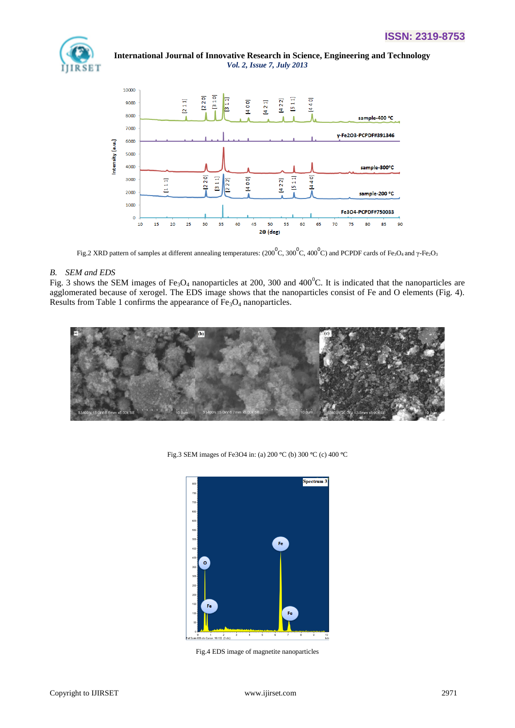Fig.2 XRD pattern of samples at different annealing temperatures: (200$^0$C, 300$^0$C, 400$^0$C) and PCPDF cards of $Fe_3O_4$ and γ-$Fe_2O_3$

### B. SEM and EDS

Fig. 3 shows the SEM images of $Fe_3O_4$ nanoparticles at 200, 300 and 400$^0$C. It is indicated that the nanoparticles are agglomerated because of xerogel. The EDS image shows that the nanoparticles consist of Fe and O elements (Fig. 4). Results from Table 1 confirms the appearance of $Fe_3O_4$ nanoparticles.

Fig.3 SEM images of Fe3O4 in: (a) 200 °C (b) 300 °C (c) 400 °C

Fig.4 EDS image of magnetite nanoparticles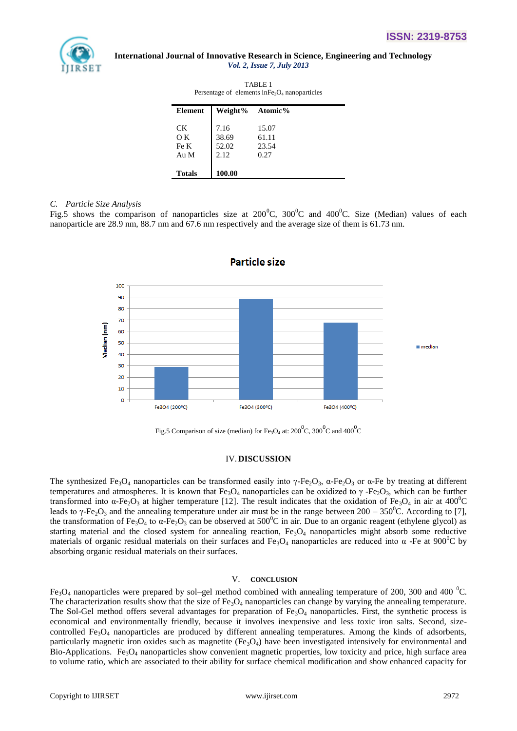TABLE 1
Persentage of elements in$Fe_3O_4$ nanoparticles

| Element | Weight% | Atomic% |
|---|---|---|
| CK | 7.16 | 15.07 |
| O K | 38.69 | 61.11 |
| Fe K | 52.02 | 23.54 |
| Au M | 2.12 | 0.27 |
| Totals | 100.00 | |

*C. Particle Size Analysis*

Fig.5 shows the comparison of nanoparticles size at 200$^0$C, 300$^0$C and 400$^0$C. Size (Median) values of each nanoparticle are 28.9 nm, 88.7 nm and 67.6 nm respectively and the average size of them is 61.73 nm.

Fig.5 Comparison of size (median) for $Fe_3O_4$ at: 200$^0$C, 300$^0$C and 400$^0$C

## IV. DISCUSSION

The synthesized $Fe_3O_4$ nanoparticles can be transformed easily into γ-$Fe_2O_3$, α-$Fe_2O_3$ or α-Fe by treating at different temperatures and atmospheres. It is known that $Fe_3O_4$ nanoparticles can be oxidized to γ -$Fe_2O_3$, which can be further transformed into α-$Fe_2O_3$ at higher temperature [12]. The result indicates that the oxidation of $Fe_3O_4$ in air at 400$^0$C leads to γ-$Fe_2O_3$ and the annealing temperature under air must be in the range between 200 – 350$^0$C. According to [7], the transformation of $Fe_3O_4$ to α-$Fe_2O_3$ can be observed at 500$^0$C in air. Due to an organic reagent (ethylene glycol) as starting material and the closed system for annealing reaction, $Fe_3O_4$ nanoparticles might absorb some reductive materials of organic residual materials on their surfaces and $Fe_3O_4$ nanoparticles are reduced into α -Fe at 900$^0$C by absorbing organic residual materials on their surfaces.

## V. CONCLUSION

$Fe_3O_4$ nanoparticles were prepared by sol–gel method combined with annealing temperature of 200, 300 and 400 $^0$C. The characterization results show that the size of $Fe_3O_4$ nanoparticles can change by varying the annealing temperature. The Sol-Gel method offers several advantages for preparation of $Fe_3O_4$ nanoparticles. First, the synthetic process is economical and environmentally friendly, because it involves inexpensive and less toxic iron salts. Second, size-controlled $Fe_3O_4$ nanoparticles are produced by different annealing temperatures. Among the kinds of adsorbents, particularly magnetic iron oxides such as magnetite ($Fe_3O_4$) have been investigated intensively for environmental and Bio-Applications. $Fe_3O_4$ nanoparticles show convenient magnetic properties, low toxicity and price, high surface area to volume ratio, which are associated to their ability for surface chemical modification and show enhanced capacity for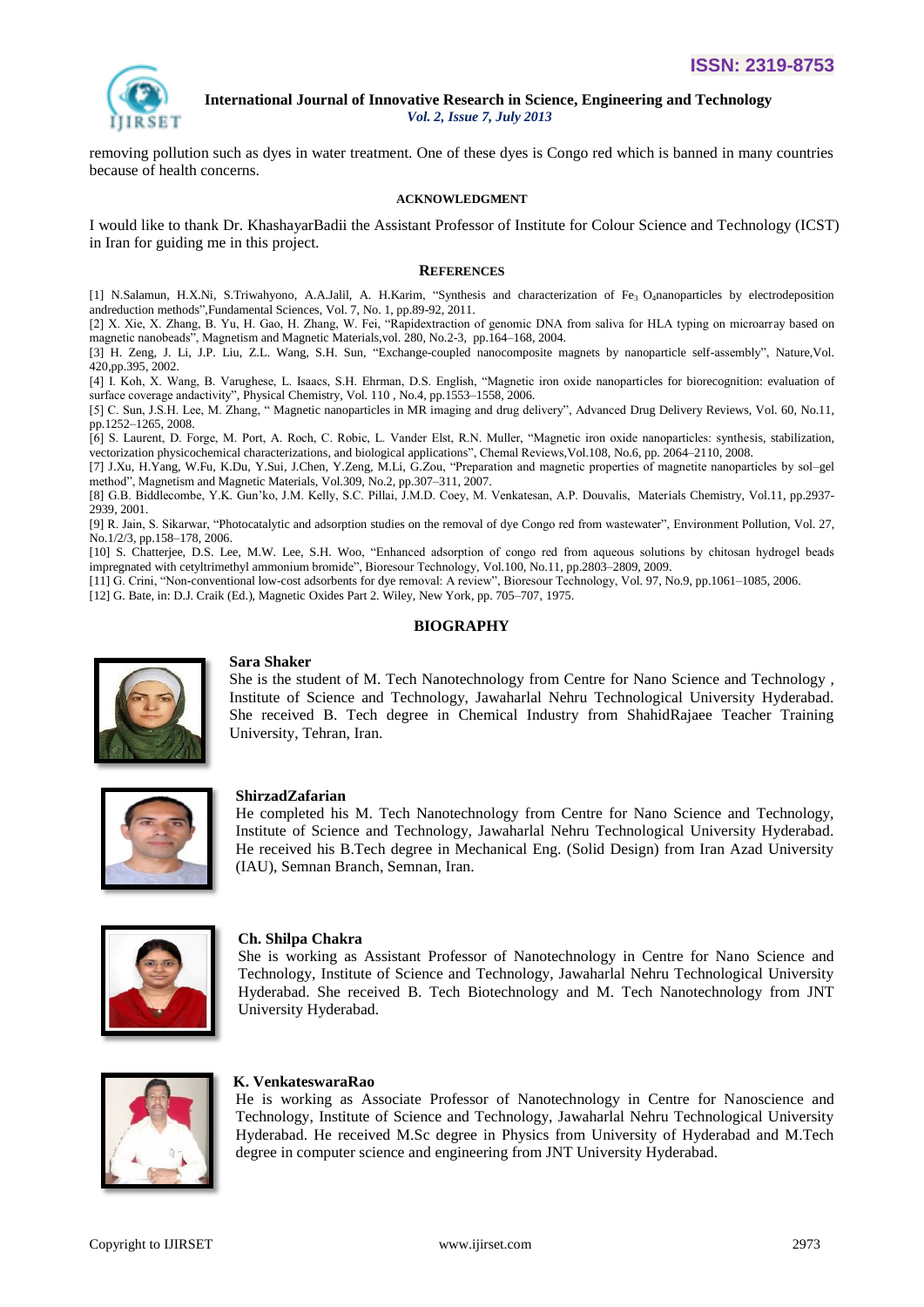removing pollution such as dyes in water treatment. One of these dyes is Congo red which is banned in many countries because of health concerns.

## ACKNOWLEDGMENT

I would like to thank Dr. KhashayarBadii the Assistant Professor of Institute for Colour Science and Technology (ICST) in Iran for guiding me in this project.

## REFERENCES

[1] N.Salamun, H.X.Ni, S.Triwahyono, A.A.Jalil, A. H.Karim, "Synthesis and characterization of $Fe_3$ $O_4$nanoparticles by electrodeposition andreduction methods",Fundamental Sciences, Vol. 7, No. 1, pp.89-92, 2011.

[2] X. Xie, X. Zhang, B. Yu, H. Gao, H. Zhang, W. Fei, "Rapidextraction of genomic DNA from saliva for HLA typing on microarray based on magnetic nanobeads", Magnetism and Magnetic Materials,vol. 280, No.2-3, pp.164–168, 2004.

[3] H. Zeng, J. Li, J.P. Liu, Z.L. Wang, S.H. Sun, "Exchange-coupled nanocomposite magnets by nanoparticle self-assembly", Nature,Vol. 420,pp.395, 2002.

[4] I. Koh, X. Wang, B. Varughese, L. Isaacs, S.H. Ehrman, D.S. English, "Magnetic iron oxide nanoparticles for biorecognition: evaluation of surface coverage andactivity", Physical Chemistry, Vol. 110 , No.4, pp.1553–1558, 2006.

[5] C. Sun, J.S.H. Lee, M. Zhang, " Magnetic nanoparticles in MR imaging and drug delivery", Advanced Drug Delivery Reviews, Vol. 60, No.11, pp.1252–1265, 2008.

[6] S. Laurent, D. Forge, M. Port, A. Roch, C. Robic, L. Vander Elst, R.N. Muller, "Magnetic iron oxide nanoparticles: synthesis, stabilization, vectorization physicochemical characterizations, and biological applications", Chemal Reviews,Vol.108, No.6, pp. 2064–2110, 2008.

[7] J.Xu, H.Yang, W.Fu, K.Du, Y.Sui, J.Chen, Y.Zeng, M.Li, G.Zou, "Preparation and magnetic properties of magnetite nanoparticles by sol–gel method", Magnetism and Magnetic Materials, Vol.309, No.2, pp.307–311, 2007.

[8] G.B. Biddlecombe, Y.K. Gun'ko, J.M. Kelly, S.C. Pillai, J.M.D. Coey, M. Venkatesan, A.P. Douvalis, Materials Chemistry, Vol.11, pp.2937-2939, 2001.

[9] R. Jain, S. Sikarwar, "Photocatalytic and adsorption studies on the removal of dye Congo red from wastewater", Environment Pollution, Vol. 27, No.1/2/3, pp.158–178, 2006.

[10] S. Chatterjee, D.S. Lee, M.W. Lee, S.H. Woo, "Enhanced adsorption of congo red from aqueous solutions by chitosan hydrogel beads impregnated with cetyltrimethyl ammonium bromide", Bioresour Technology, Vol.100, No.11, pp.2803–2809, 2009.

[11] G. Crini, "Non-conventional low-cost adsorbents for dye removal: A review", Bioresour Technology, Vol. 97, No.9, pp.1061–1085, 2006.

[12] G. Bate, in: D.J. Craik (Ed.), Magnetic Oxides Part 2. Wiley, New York, pp. 705–707, 1975.

## BIOGRAPHY

**Sara Shaker**
She is the student of M. Tech Nanotechnology from Centre for Nano Science and Technology , Institute of Science and Technology, Jawaharlal Nehru Technological University Hyderabad. She received B. Tech degree in Chemical Industry from ShahidRajaee Teacher Training University, Tehran, Iran.

**ShirzadZafarian**
He completed his M. Tech Nanotechnology from Centre for Nano Science and Technology, Institute of Science and Technology, Jawaharlal Nehru Technological University Hyderabad. He received his B.Tech degree in Mechanical Eng. (Solid Design) from Iran Azad University (IAU), Semnan Branch, Semnan, Iran.

**Ch. Shilpa Chakra**
She is working as Assistant Professor of Nanotechnology in Centre for Nano Science and Technology, Institute of Science and Technology, Jawaharlal Nehru Technological University Hyderabad. She received B. Tech Biotechnology and M. Tech Nanotechnology from JNT University Hyderabad.

**K. VenkateswaraRao**
He is working as Associate Professor of Nanotechnology in Centre for Nanoscience and Technology, Institute of Science and Technology, Jawaharlal Nehru Technological University Hyderabad. He received M.Sc degree in Physics from University of Hyderabad and M.Tech degree in computer science and engineering from JNT University Hyderabad.